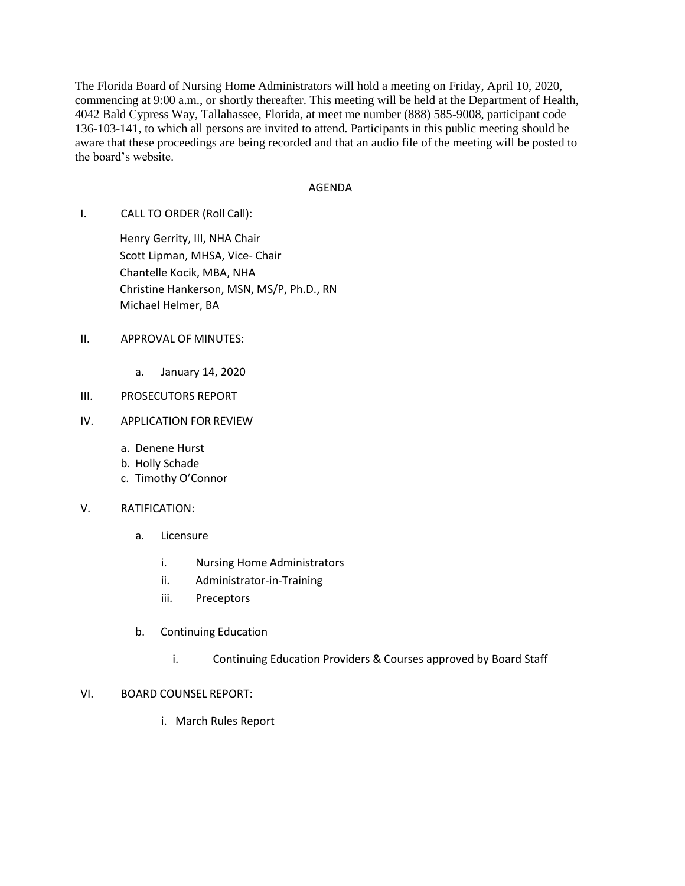The Florida Board of Nursing Home Administrators will hold a meeting on Friday, April 10, 2020, commencing at 9:00 a.m., or shortly thereafter. This meeting will be held at the Department of Health, 4042 Bald Cypress Way, Tallahassee, Florida, at meet me number (888) 585-9008, participant code 136-103-141, to which all persons are invited to attend. Participants in this public meeting should be aware that these proceedings are being recorded and that an audio file of the meeting will be posted to the board's website.

## AGENDA

I. CALL TO ORDER (Roll Call):

  Henry Gerrity, III, NHA Chair
  Scott Lipman, MHSA, Vice- Chair
  Chantelle Kocik, MBA, NHA
  Christine Hankerson, MSN, MS/P, Ph.D., RN
  Michael Helmer, BA

II. APPROVAL OF MINUTES:

  a. January 14, 2020

III. PROSECUTORS REPORT

IV. APPLICATION FOR REVIEW

  a. Denene Hurst
  b. Holly Schade
  c. Timothy O'Connor

V. RATIFICATION:

  a. Licensure

    i. Nursing Home Administrators
    ii. Administrator-in-Training
    iii. Preceptors

  b. Continuing Education

    i. Continuing Education Providers & Courses approved by Board Staff

VI. BOARD COUNSEL REPORT:

  i. March Rules Report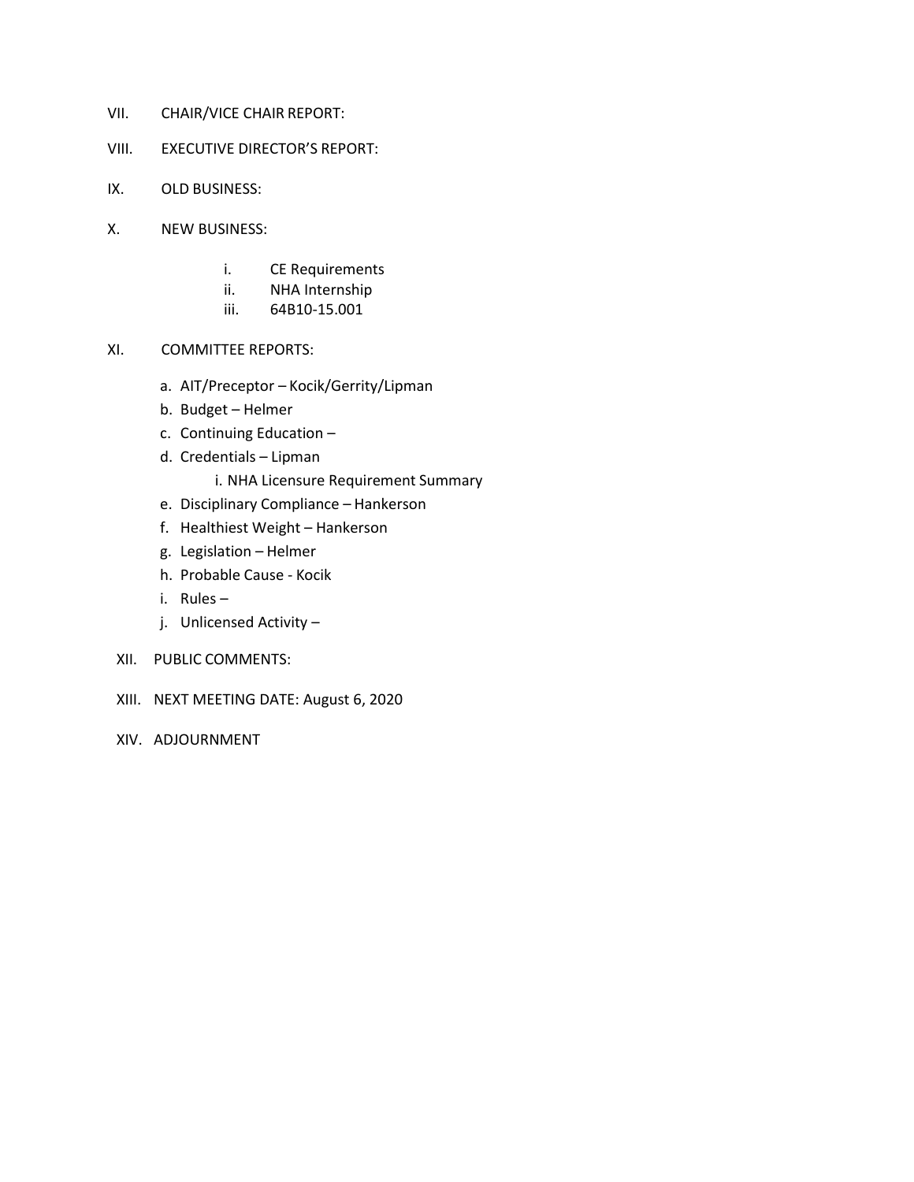VII. CHAIR/VICE CHAIR REPORT:

VIII. EXECUTIVE DIRECTOR'S REPORT:

IX. OLD BUSINESS:

X. NEW BUSINESS:

- i. CE Requirements
- ii. NHA Internship
- iii. 64B10-15.001

XI. COMMITTEE REPORTS:

- a. AIT/Preceptor – Kocik/Gerrity/Lipman
- b. Budget – Helmer
- c. Continuing Education –
- d. Credentials – Lipman
  - i. NHA Licensure Requirement Summary
- e. Disciplinary Compliance – Hankerson
- f. Healthiest Weight – Hankerson
- g. Legislation – Helmer
- h. Probable Cause - Kocik
- i. Rules –
- j. Unlicensed Activity –

XII. PUBLIC COMMENTS:

XIII. NEXT MEETING DATE: August 6, 2020

XIV. ADJOURNMENT